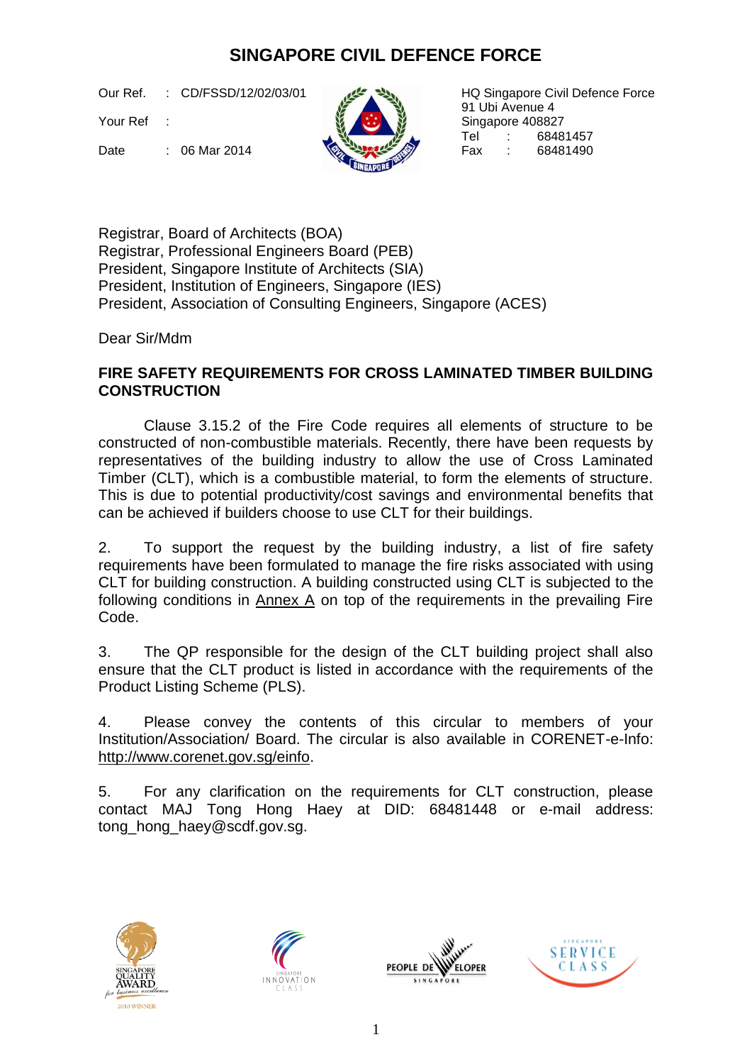# SINGAPORE CIVIL DEFENCE FORCE

Our Ref. : CD/FSSD/12/02/03/01

Your Ref :

Date : 06 Mar 2014

HQ Singapore Civil Defence Force
91 Ubi Avenue 4
Singapore 408827
Tel : 68481457
Fax : 68481490

Registrar, Board of Architects (BOA)
Registrar, Professional Engineers Board (PEB)
President, Singapore Institute of Architects (SIA)
President, Institution of Engineers, Singapore (IES)
President, Association of Consulting Engineers, Singapore (ACES)

Dear Sir/Mdm

**FIRE SAFETY REQUIREMENTS FOR CROSS LAMINATED TIMBER BUILDING CONSTRUCTION**

Clause 3.15.2 of the Fire Code requires all elements of structure to be constructed of non-combustible materials. Recently, there have been requests by representatives of the building industry to allow the use of Cross Laminated Timber (CLT), which is a combustible material, to form the elements of structure. This is due to potential productivity/cost savings and environmental benefits that can be achieved if builders choose to use CLT for their buildings.

2. To support the request by the building industry, a list of fire safety requirements have been formulated to manage the fire risks associated with using CLT for building construction. A building constructed using CLT is subjected to the following conditions in Annex A on top of the requirements in the prevailing Fire Code.

3. The QP responsible for the design of the CLT building project shall also ensure that the CLT product is listed in accordance with the requirements of the Product Listing Scheme (PLS).

4. Please convey the contents of this circular to members of your Institution/Association/ Board. The circular is also available in CORENET-e-Info: http://www.corenet.gov.sg/einfo.

5. For any clarification on the requirements for CLT construction, please contact MAJ Tong Hong Haey at DID: 68481448 or e-mail address: tong_hong_haey@scdf.gov.sg.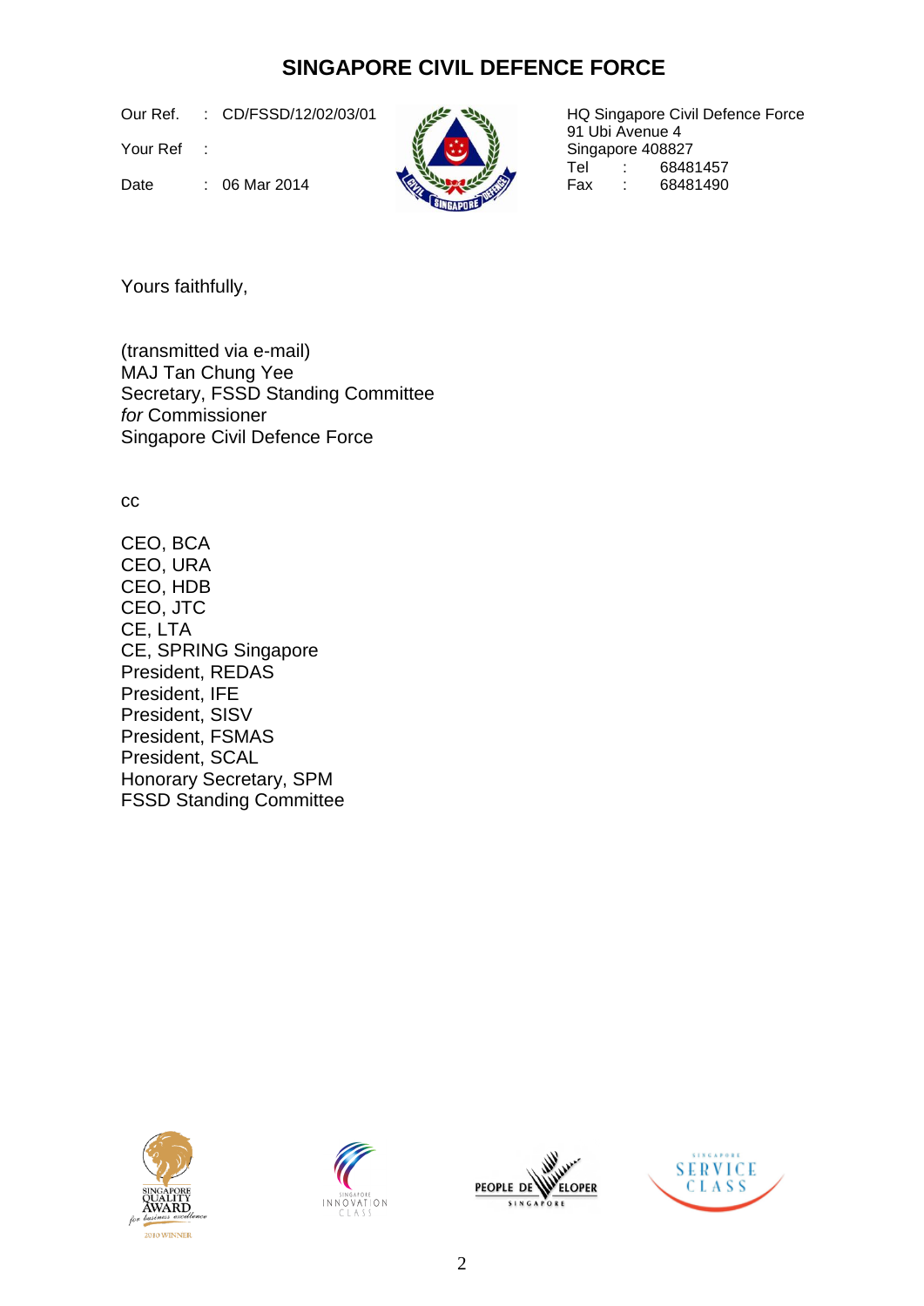# SINGAPORE CIVIL DEFENCE FORCE

Our Ref. : CD/FSSD/12/02/03/01

Your Ref :

Date : 06 Mar 2014

HQ Singapore Civil Defence Force
91 Ubi Avenue 4
Singapore 408827
Tel : 68481457
Fax : 68481490

Yours faithfully,

(transmitted via e-mail)
MAJ Tan Chung Yee
Secretary, FSSD Standing Committee
*for* Commissioner
Singapore Civil Defence Force

cc

CEO, BCA
CEO, URA
CEO, HDB
CEO, JTC
CE, LTA
CE, SPRING Singapore
President, REDAS
President, IFE
President, SISV
President, FSMAS
President, SCAL
Honorary Secretary, SPM
FSSD Standing Committee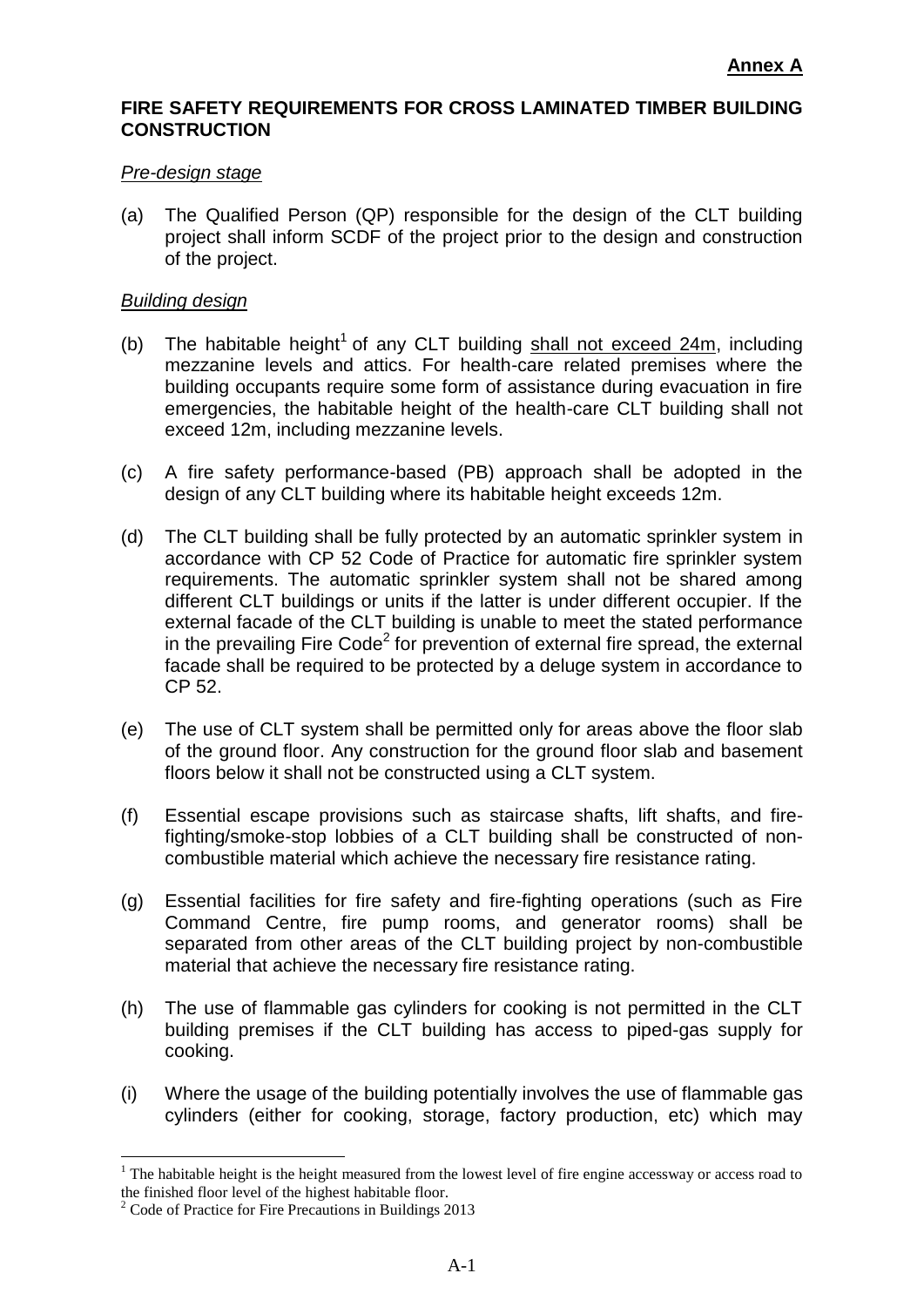**Annex A**

**FIRE SAFETY REQUIREMENTS FOR CROSS LAMINATED TIMBER BUILDING CONSTRUCTION**

*Pre-design stage*

(a) The Qualified Person (QP) responsible for the design of the CLT building project shall inform SCDF of the project prior to the design and construction of the project.

*Building design*

(b) The habitable height[1] of any CLT building shall not exceed 24m, including mezzanine levels and attics. For health-care related premises where the building occupants require some form of assistance during evacuation in fire emergencies, the habitable height of the health-care CLT building shall not exceed 12m, including mezzanine levels.

(c) A fire safety performance-based (PB) approach shall be adopted in the design of any CLT building where its habitable height exceeds 12m.

(d) The CLT building shall be fully protected by an automatic sprinkler system in accordance with CP 52 Code of Practice for automatic fire sprinkler system requirements. The automatic sprinkler system shall not be shared among different CLT buildings or units if the latter is under different occupier. If the external facade of the CLT building is unable to meet the stated performance in the prevailing Fire Code[2] for prevention of external fire spread, the external facade shall be required to be protected by a deluge system in accordance to CP 52.

(e) The use of CLT system shall be permitted only for areas above the floor slab of the ground floor. Any construction for the ground floor slab and basement floors below it shall not be constructed using a CLT system.

(f) Essential escape provisions such as staircase shafts, lift shafts, and fire-fighting/smoke-stop lobbies of a CLT building shall be constructed of non-combustible material which achieve the necessary fire resistance rating.

(g) Essential facilities for fire safety and fire-fighting operations (such as Fire Command Centre, fire pump rooms, and generator rooms) shall be separated from other areas of the CLT building project by non-combustible material that achieve the necessary fire resistance rating.

(h) The use of flammable gas cylinders for cooking is not permitted in the CLT building premises if the CLT building has access to piped-gas supply for cooking.

(i) Where the usage of the building potentially involves the use of flammable gas cylinders (either for cooking, storage, factory production, etc) which may

---

[1] The habitable height is the height measured from the lowest level of fire engine accessway or access road to the finished floor level of the highest habitable floor.

[2] Code of Practice for Fire Precautions in Buildings 2013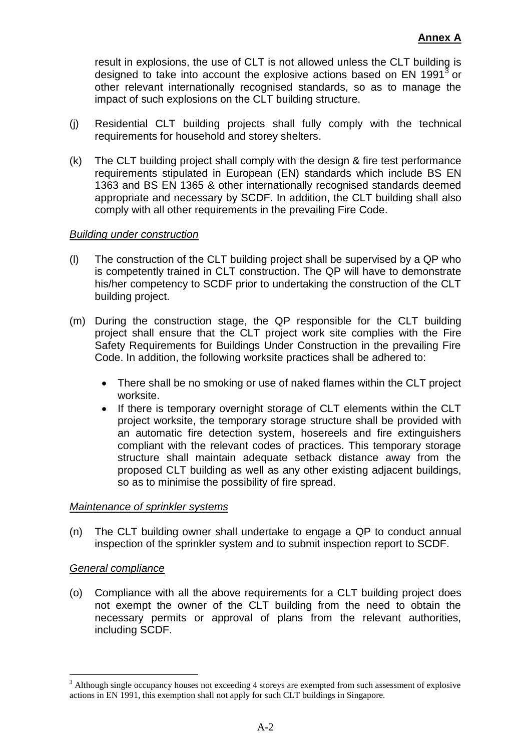**Annex A**

result in explosions, the use of CLT is not allowed unless the CLT building is designed to take into account the explosive actions based on EN 1991[3] or other relevant internationally recognised standards, so as to manage the impact of such explosions on the CLT building structure.

(j) Residential CLT building projects shall fully comply with the technical requirements for household and storey shelters.

(k) The CLT building project shall comply with the design & fire test performance requirements stipulated in European (EN) standards which include BS EN 1363 and BS EN 1365 & other internationally recognised standards deemed appropriate and necessary by SCDF. In addition, the CLT building shall also comply with all other requirements in the prevailing Fire Code.

*Building under construction*

(l) The construction of the CLT building project shall be supervised by a QP who is competently trained in CLT construction. The QP will have to demonstrate his/her competency to SCDF prior to undertaking the construction of the CLT building project.

(m) During the construction stage, the QP responsible for the CLT building project shall ensure that the CLT project work site complies with the Fire Safety Requirements for Buildings Under Construction in the prevailing Fire Code. In addition, the following worksite practices shall be adhered to:

- There shall be no smoking or use of naked flames within the CLT project worksite.
- If there is temporary overnight storage of CLT elements within the CLT project worksite, the temporary storage structure shall be provided with an automatic fire detection system, hosereels and fire extinguishers compliant with the relevant codes of practices. This temporary storage structure shall maintain adequate setback distance away from the proposed CLT building as well as any other existing adjacent buildings, so as to minimise the possibility of fire spread.

*Maintenance of sprinkler systems*

(n) The CLT building owner shall undertake to engage a QP to conduct annual inspection of the sprinkler system and to submit inspection report to SCDF.

*General compliance*

(o) Compliance with all the above requirements for a CLT building project does not exempt the owner of the CLT building from the need to obtain the necessary permits or approval of plans from the relevant authorities, including SCDF.

[3] Although single occupancy houses not exceeding 4 storeys are exempted from such assessment of explosive actions in EN 1991, this exemption shall not apply for such CLT buildings in Singapore.